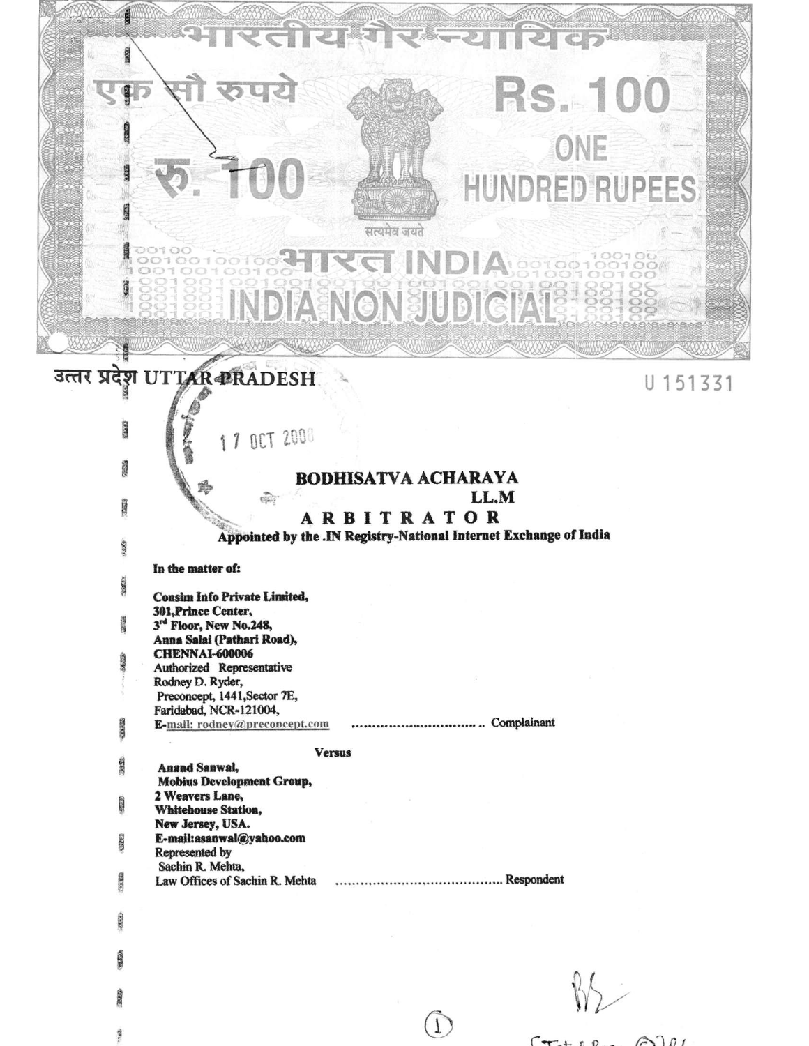भारतीय गैर न्यायिक

एक सौ रुपये

रु. 100

Rs. 100

ONE HUNDRED RUPEES

सत्यमेव जयते

भारत INDIA

INDIA NON JUDICIAL

उत्तर प्रदेश UTTAR PRADESH

U 151331

17 OCT 2008

**BODHISATVA ACHARAYA**
**LL.M**

**A R B I T R A T O R**

**Appointed by the .IN Registry-National Internet Exchange of India**

**In the matter of:**

**Consim Info Private Limited,**
**301,Prince Center,**
**3rd Floor, New No.248,**
**Anna Salai (Pathari Road),**
**CHENNAI-600006**
Authorized Representative
Rodney D. Ryder,
Preconcept, 1441,Sector 7E,
Faridabad, NCR-121004,
E-mail: rodney@preconcept.com .................................. Complainant

**Versus**

**Anand Sanwal,**
**Mobius Development Group,**
**2 Weavers Lane,**
**Whitehouse Station,**
**New Jersey, USA.**
**E-mail:asanwal@yahoo.com**
Represented by
Sachin R. Mehta,
Law Offices of Sachin R. Mehta .......................................... Respondent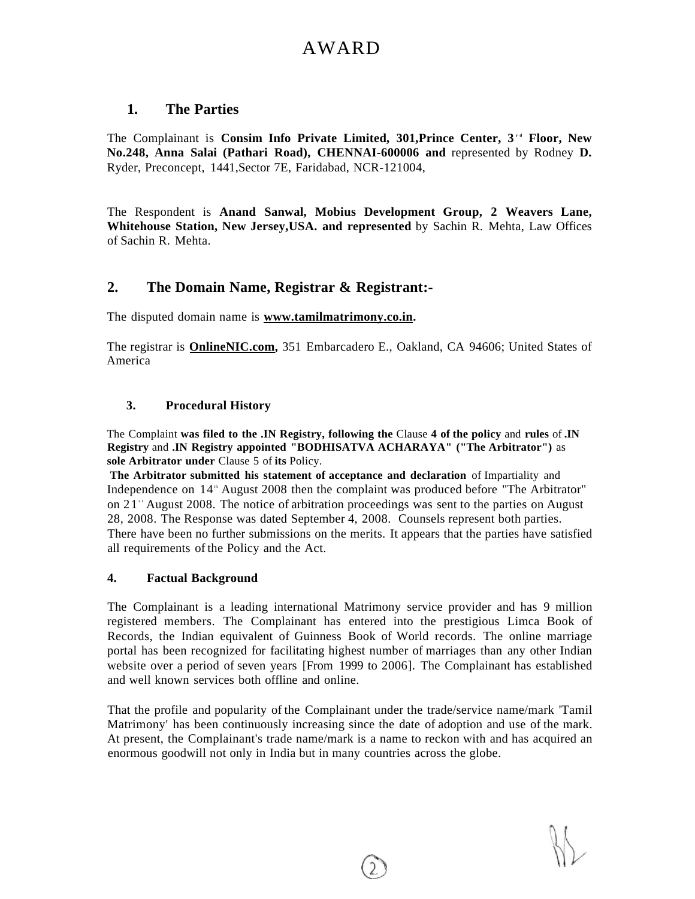# AWARD

## 1. The Parties

The Complainant is **Consim Info Private Limited, 301,Prince Center, 3rd Floor, New No.248, Anna Salai (Pathari Road), CHENNAI-600006 and** represented by Rodney **D.** Ryder, Preconcept, 1441,Sector 7E, Faridabad, NCR-121004,

The Respondent is **Anand Sanwal, Mobius Development Group, 2 Weavers Lane, Whitehouse Station, New Jersey,USA. and represented** by Sachin R. Mehta, Law Offices of Sachin R. Mehta.

## 2. The Domain Name, Registrar & Registrant:-

The disputed domain name is **www.tamilmatrimony.co.in.**

The registrar is **OnlineNIC.com,** 351 Embarcadero E., Oakland, CA 94606; United States of America

### 3. Procedural History

The Complaint **was filed to the .IN Registry, following the** Clause **4 of the policy** and **rules** of **.IN Registry** and **.IN Registry appointed "BODHISATVA ACHARAYA" ("The Arbitrator")** as **sole Arbitrator under** Clause 5 of **its** Policy.

**The Arbitrator submitted his statement of acceptance and declaration** of Impartiality and Independence on 14th August 2008 then the complaint was produced before "The Arbitrator" on 21st August 2008. The notice of arbitration proceedings was sent to the parties on August 28, 2008. The Response was dated September 4, 2008. Counsels represent both parties. There have been no further submissions on the merits. It appears that the parties have satisfied all requirements of the Policy and the Act.

### 4. Factual Background

The Complainant is a leading international Matrimony service provider and has 9 million registered members. The Complainant has entered into the prestigious Limca Book of Records, the Indian equivalent of Guinness Book of World records. The online marriage portal has been recognized for facilitating highest number of marriages than any other Indian website over a period of seven years [From 1999 to 2006]. The Complainant has established and well known services both offline and online.

That the profile and popularity of the Complainant under the trade/service name/mark 'Tamil Matrimony' has been continuously increasing since the date of adoption and use of the mark. At present, the Complainant's trade name/mark is a name to reckon with and has acquired an enormous goodwill not only in India but in many countries across the globe.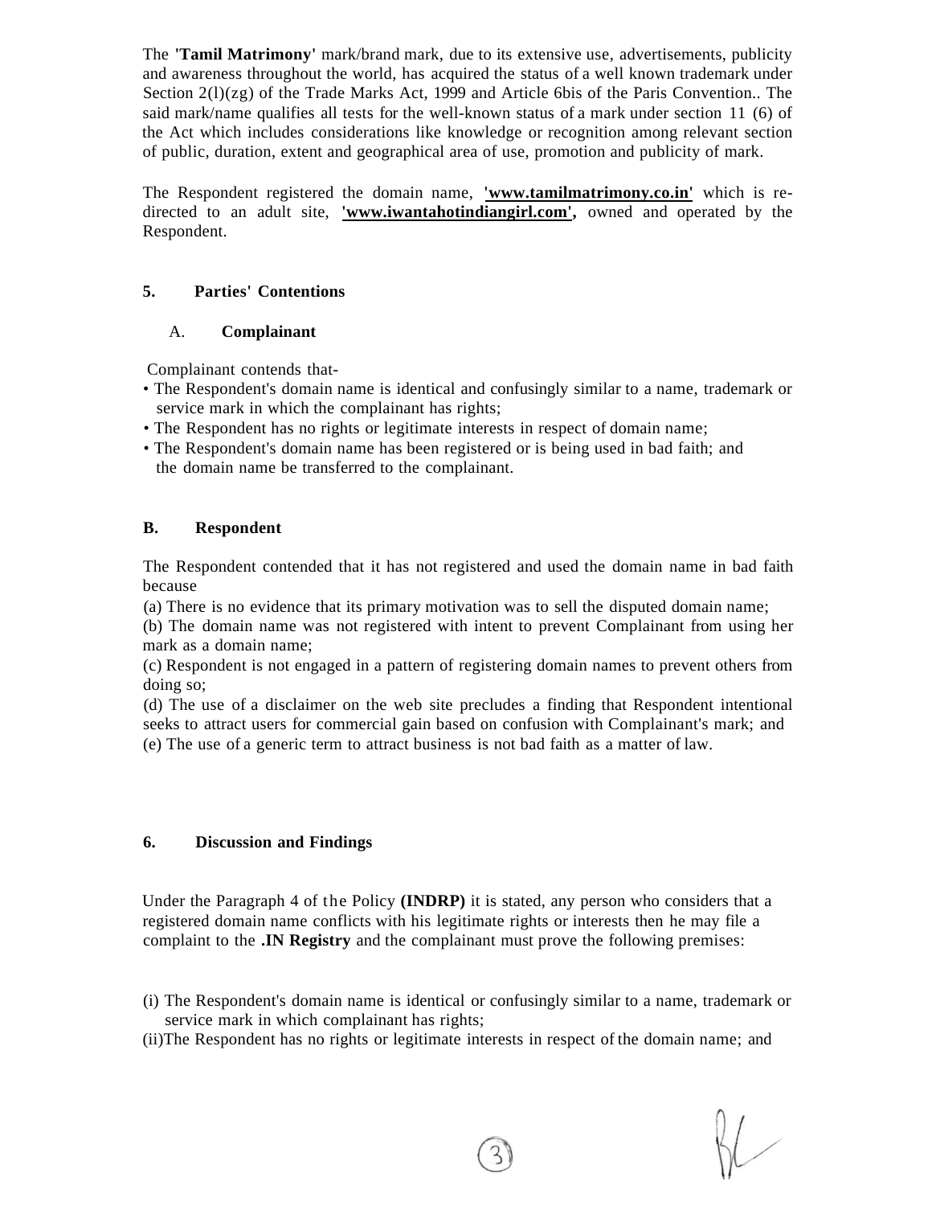The **'Tamil Matrimony'** mark/brand mark, due to its extensive use, advertisements, publicity and awareness throughout the world, has acquired the status of a well known trademark under Section 2(l)(zg) of the Trade Marks Act, 1999 and Article 6bis of the Paris Convention.. The said mark/name qualifies all tests for the well-known status of a mark under section 11 (6) of the Act which includes considerations like knowledge or recognition among relevant section of public, duration, extent and geographical area of use, promotion and publicity of mark.

The Respondent registered the domain name, **'www.tamilmatrimony.co.in'** which is re-directed to an adult site, **'www.iwantahotindiangirl.com',** owned and operated by the Respondent.

## 5. Parties' Contentions

### A. Complainant

Complainant contends that-

- The Respondent's domain name is identical and confusingly similar to a name, trademark or service mark in which the complainant has rights;
- The Respondent has no rights or legitimate interests in respect of domain name;
- The Respondent's domain name has been registered or is being used in bad faith; and the domain name be transferred to the complainant.

### B. Respondent

The Respondent contended that it has not registered and used the domain name in bad faith because

(a) There is no evidence that its primary motivation was to sell the disputed domain name;

(b) The domain name was not registered with intent to prevent Complainant from using her mark as a domain name;

(c) Respondent is not engaged in a pattern of registering domain names to prevent others from doing so;

(d) The use of a disclaimer on the web site precludes a finding that Respondent intentional seeks to attract users for commercial gain based on confusion with Complainant's mark; and

(e) The use of a generic term to attract business is not bad faith as a matter of law.

## 6. Discussion and Findings

Under the Paragraph 4 of the Policy **(INDRP)** it is stated, any person who considers that a registered domain name conflicts with his legitimate rights or interests then he may file a complaint to the **.IN Registry** and the complainant must prove the following premises:

(i) The Respondent's domain name is identical or confusingly similar to a name, trademark or service mark in which complainant has rights;

(ii)The Respondent has no rights or legitimate interests in respect of the domain name; and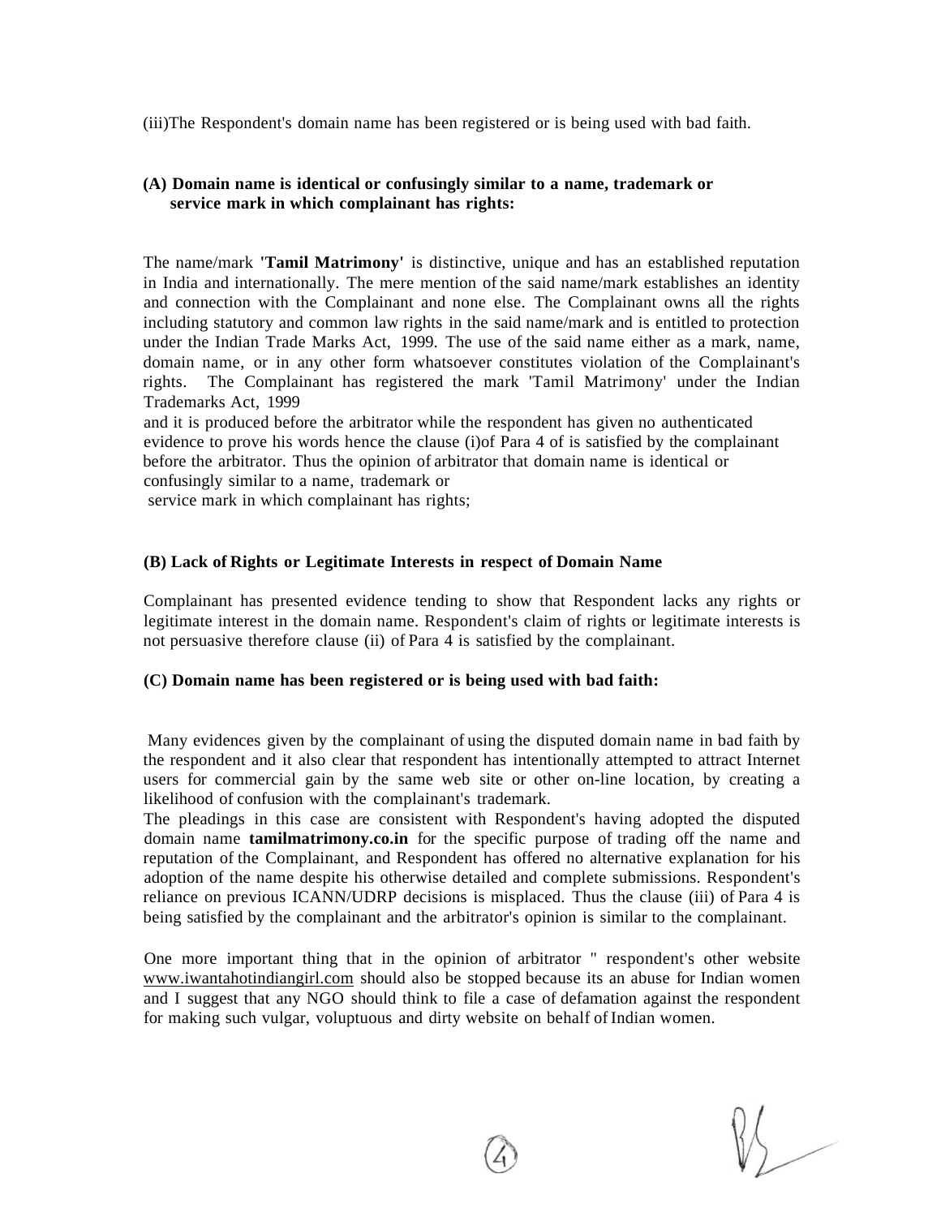(iii)The Respondent's domain name has been registered or is being used with bad faith.

**(A) Domain name is identical or confusingly similar to a name, trademark or service mark in which complainant has rights:**

The name/mark **'Tamil Matrimony'** is distinctive, unique and has an established reputation in India and internationally. The mere mention of the said name/mark establishes an identity and connection with the Complainant and none else. The Complainant owns all the rights including statutory and common law rights in the said name/mark and is entitled to protection under the Indian Trade Marks Act, 1999. The use of the said name either as a mark, name, domain name, or in any other form whatsoever constitutes violation of the Complainant's rights. The Complainant has registered the mark 'Tamil Matrimony' under the Indian Trademarks Act, 1999
and it is produced before the arbitrator while the respondent has given no authenticated evidence to prove his words hence the clause (i)of Para 4 of is satisfied by the complainant before the arbitrator. Thus the opinion of arbitrator that domain name is identical or confusingly similar to a name, trademark or
service mark in which complainant has rights;

**(B) Lack of Rights or Legitimate Interests in respect of Domain Name**

Complainant has presented evidence tending to show that Respondent lacks any rights or legitimate interest in the domain name. Respondent's claim of rights or legitimate interests is not persuasive therefore clause (ii) of Para 4 is satisfied by the complainant.

**(C) Domain name has been registered or is being used with bad faith:**

Many evidences given by the complainant of using the disputed domain name in bad faith by the respondent and it also clear that respondent has intentionally attempted to attract Internet users for commercial gain by the same web site or other on-line location, by creating a likelihood of confusion with the complainant's trademark.
The pleadings in this case are consistent with Respondent's having adopted the disputed domain name **tamilmatrimony.co.in** for the specific purpose of trading off the name and reputation of the Complainant, and Respondent has offered no alternative explanation for his adoption of the name despite his otherwise detailed and complete submissions. Respondent's reliance on previous ICANN/UDRP decisions is misplaced. Thus the clause (iii) of Para 4 is being satisfied by the complainant and the arbitrator's opinion is similar to the complainant.

One more important thing that in the opinion of arbitrator " respondent's other website www.iwantahotindiangirl.com should also be stopped because its an abuse for Indian women and I suggest that any NGO should think to file a case of defamation against the respondent for making such vulgar, voluptuous and dirty website on behalf of Indian women.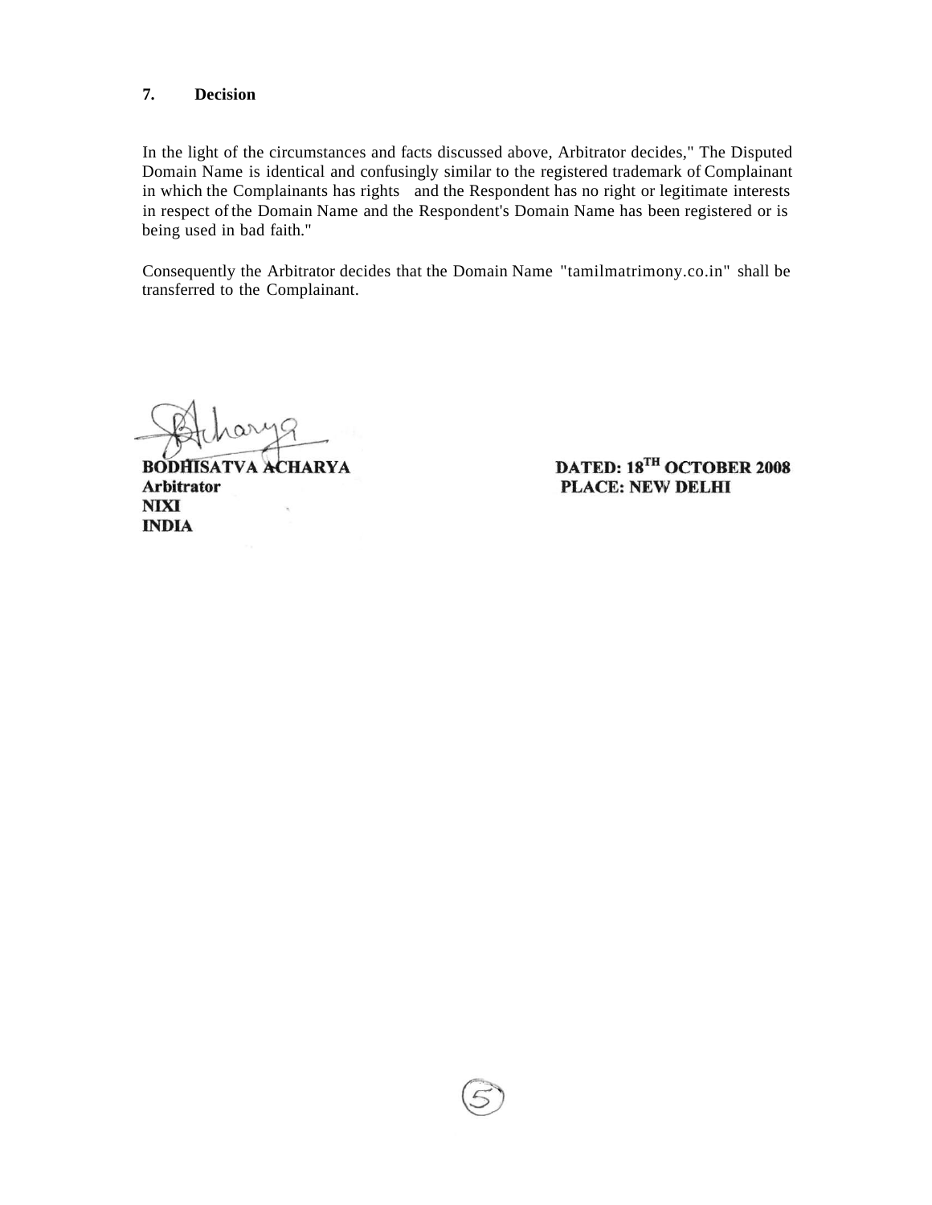## 7. Decision

In the light of the circumstances and facts discussed above, Arbitrator decides," The Disputed Domain Name is identical and confusingly similar to the registered trademark of Complainant in which the Complainants has rights and the Respondent has no right or legitimate interests in respect of the Domain Name and the Respondent's Domain Name has been registered or is being used in bad faith."

Consequently the Arbitrator decides that the Domain Name "tamilmatrimony.co.in" shall be transferred to the Complainant.

**BODHISATVA ACHARYA**
**Arbitrator**
**NIXI**
**INDIA**

**DATED: 18TH OCTOBER 2008**
**PLACE: NEW DELHI**